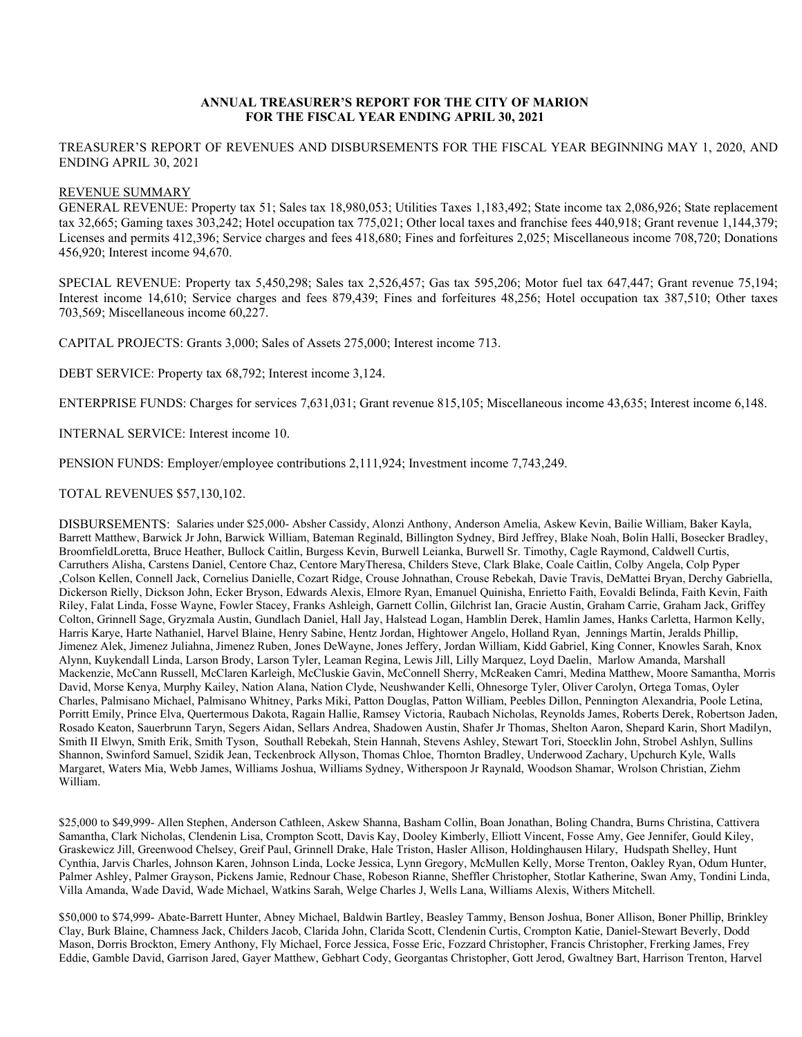**ANNUAL TREASURER'S REPORT FOR THE CITY OF MARION**
**FOR THE FISCAL YEAR ENDING APRIL 30, 2021**

TREASURER'S REPORT OF REVENUES AND DISBURSEMENTS FOR THE FISCAL YEAR BEGINNING MAY 1, 2020, AND ENDING APRIL 30, 2021

REVENUE SUMMARY

GENERAL REVENUE: Property tax 51; Sales tax 18,980,053; Utilities Taxes 1,183,492; State income tax 2,086,926; State replacement tax 32,665; Gaming taxes 303,242; Hotel occupation tax 775,021; Other local taxes and franchise fees 440,918; Grant revenue 1,144,379; Licenses and permits 412,396; Service charges and fees 418,680; Fines and forfeitures 2,025; Miscellaneous income 708,720; Donations 456,920; Interest income 94,670.

SPECIAL REVENUE: Property tax 5,450,298; Sales tax 2,526,457; Gas tax 595,206; Motor fuel tax 647,447; Grant revenue 75,194; Interest income 14,610; Service charges and fees 879,439; Fines and forfeitures 48,256; Hotel occupation tax 387,510; Other taxes 703,569; Miscellaneous income 60,227.

CAPITAL PROJECTS: Grants 3,000; Sales of Assets 275,000; Interest income 713.

DEBT SERVICE: Property tax 68,792; Interest income 3,124.

ENTERPRISE FUNDS: Charges for services 7,631,031; Grant revenue 815,105; Miscellaneous income 43,635; Interest income 6,148.

INTERNAL SERVICE: Interest income 10.

PENSION FUNDS: Employer/employee contributions 2,111,924; Investment income 7,743,249.

TOTAL REVENUES $57,130,102.

DISBURSEMENTS: Salaries under $25,000- Absher Cassidy, Alonzi Anthony, Anderson Amelia, Askew Kevin, Bailie William, Baker Kayla, Barrett Matthew, Barwick Jr John, Barwick William, Bateman Reginald, Billington Sydney, Bird Jeffrey, Blake Noah, Bolin Halli, Bosecker Bradley, BroomfieldLoretta, Bruce Heather, Bullock Caitlin, Burgess Kevin, Burwell Leianka, Burwell Sr. Timothy, Cagle Raymond, Caldwell Curtis, Carruthers Alisha, Carstens Daniel, Centore Chaz, Centore MaryTheresa, Childers Steve, Clark Blake, Coale Caitlin, Colby Angela, Colp Pyper ,Colson Kellen, Connell Jack, Cornelius Danielle, Cozart Ridge, Crouse Johnathan, Crouse Rebekah, Davie Travis, DeMattei Bryan, Derchy Gabriella, Dickerson Rielly, Dickson John, Ecker Bryson, Edwards Alexis, Elmore Ryan, Emanuel Quinisha, Enrietto Faith, Eovaldi Belinda, Faith Kevin, Faith Riley, Falat Linda, Fosse Wayne, Fowler Stacey, Franks Ashleigh, Garnett Collin, Gilchrist Ian, Gracie Austin, Graham Carrie, Graham Jack, Griffey Colton, Grinnell Sage, Gryzmala Austin, Gundlach Daniel, Hall Jay, Halstead Logan, Hamblin Derek, Hamlin James, Hanks Carletta, Harmon Kelly, Harris Karye, Harte Nathaniel, Harvel Blaine, Henry Sabine, Hentz Jordan, Hightower Angelo, Holland Ryan, Jennings Martin, Jeralds Phillip, Jimenez Alek, Jimenez Juliahna, Jimenez Ruben, Jones DeWayne, Jones Jeffery, Jordan William, Kidd Gabriel, King Conner, Knowles Sarah, Knox Alynn, Kuykendall Linda, Larson Brody, Larson Tyler, Leaman Regina, Lewis Jill, Lilly Marquez, Loyd Daelin, Marlow Amanda, Marshall Mackenzie, McCann Russell, McClaren Karleigh, McCluskie Gavin, McConnell Sherry, McReaken Camri, Medina Matthew, Moore Samantha, Morris David, Morse Kenya, Murphy Kailey, Nation Alana, Nation Clyde, Neushwander Kelli, Ohnesorge Tyler, Oliver Carolyn, Ortega Tomas, Oyler Charles, Palmisano Michael, Palmisano Whitney, Parks Miki, Patton Douglas, Patton William, Peebles Dillon, Pennington Alexandria, Poole Letina, Porritt Emily, Prince Elva, Quertermous Dakota, Ragain Hallie, Ramsey Victoria, Raubach Nicholas, Reynolds James, Roberts Derek, Robertson Jaden, Rosado Keaton, Sauerbrunn Taryn, Segers Aidan, Sellars Andrea, Shadowen Austin, Shafer Jr Thomas, Shelton Aaron, Shepard Karin, Short Madilyn, Smith II Elwyn, Smith Erik, Smith Tyson, Southall Rebekah, Stein Hannah, Stevens Ashley, Stewart Tori, Stoecklin John, Strobel Ashlyn, Sullins Shannon, Swinford Samuel, Szidik Jean, Teckenbrock Allyson, Thomas Chloe, Thornton Bradley, Underwood Zachary, Upchurch Kyle, Walls Margaret, Waters Mia, Webb James, Williams Joshua, Williams Sydney, Witherspoon Jr Raynald, Woodson Shamar, Wrolson Christian, Ziehm William.

$25,000 to $49,999- Allen Stephen, Anderson Cathleen, Askew Shanna, Basham Collin, Boan Jonathan, Boling Chandra, Burns Christina, Cattivera Samantha, Clark Nicholas, Clendenin Lisa, Crompton Scott, Davis Kay, Dooley Kimberly, Elliott Vincent, Fosse Amy, Gee Jennifer, Gould Kiley, Graskewicz Jill, Greenwood Chelsey, Greif Paul, Grinnell Drake, Hale Triston, Hasler Allison, Holdinghausen Hilary, Hudspath Shelley, Hunt Cynthia, Jarvis Charles, Johnson Karen, Johnson Linda, Locke Jessica, Lynn Gregory, McMullen Kelly, Morse Trenton, Oakley Ryan, Odum Hunter, Palmer Ashley, Palmer Grayson, Pickens Jamie, Rednour Chase, Robeson Rianne, Sheffler Christopher, Stotlar Katherine, Swan Amy, Tondini Linda, Villa Amanda, Wade David, Wade Michael, Watkins Sarah, Welge Charles J, Wells Lana, Williams Alexis, Withers Mitchell.

$50,000 to $74,999- Abate-Barrett Hunter, Abney Michael, Baldwin Bartley, Beasley Tammy, Benson Joshua, Boner Allison, Boner Phillip, Brinkley Clay, Burk Blaine, Chamness Jack, Childers Jacob, Clarida John, Clarida Scott, Clendenin Curtis, Crompton Katie, Daniel-Stewart Beverly, Dodd Mason, Dorris Brockton, Emery Anthony, Fly Michael, Force Jessica, Fosse Eric, Fozzard Christopher, Francis Christopher, Frerking James, Frey Eddie, Gamble David, Garrison Jared, Gayer Matthew, Gebhart Cody, Georgantas Christopher, Gott Jerod, Gwaltney Bart, Harrison Trenton, Harvel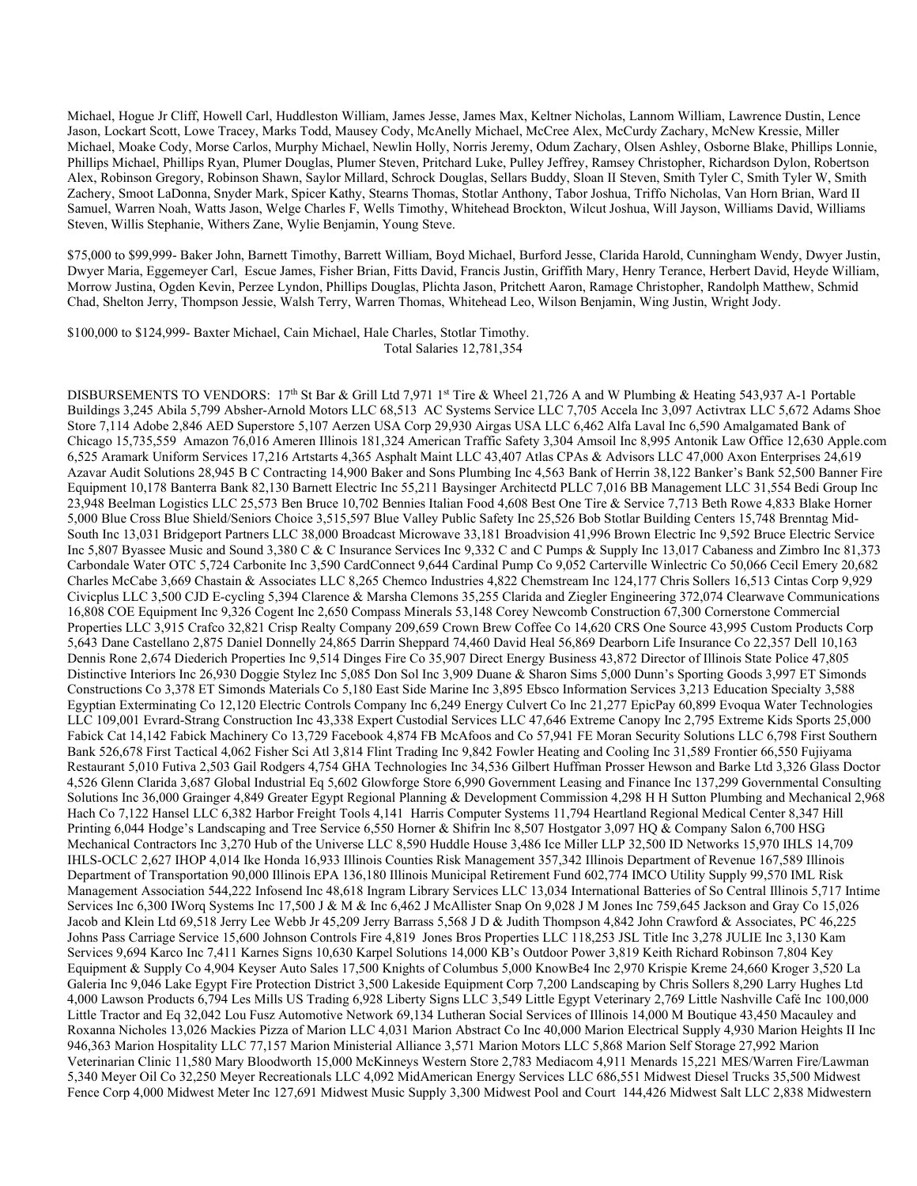Michael, Hogue Jr Cliff, Howell Carl, Huddleston William, James Jesse, James Max, Keltner Nicholas, Lannom William, Lawrence Dustin, Lence Jason, Lockart Scott, Lowe Tracey, Marks Todd, Mausey Cody, McAnelly Michael, McCree Alex, McCurdy Zachary, McNew Kressie, Miller Michael, Moake Cody, Morse Carlos, Murphy Michael, Newlin Holly, Norris Jeremy, Odum Zachary, Olsen Ashley, Osborne Blake, Phillips Lonnie, Phillips Michael, Phillips Ryan, Plumer Douglas, Plumer Steven, Pritchard Luke, Pulley Jeffrey, Ramsey Christopher, Richardson Dylon, Robertson Alex, Robinson Gregory, Robinson Shawn, Saylor Millard, Schrock Douglas, Sellars Buddy, Sloan II Steven, Smith Tyler C, Smith Tyler W, Smith Zachery, Smoot LaDonna, Snyder Mark, Spicer Kathy, Stearns Thomas, Stotlar Anthony, Tabor Joshua, Triffo Nicholas, Van Horn Brian, Ward II Samuel, Warren Noah, Watts Jason, Welge Charles F, Wells Timothy, Whitehead Brockton, Wilcut Joshua, Will Jayson, Williams David, Williams Steven, Willis Stephanie, Withers Zane, Wylie Benjamin, Young Steve.

$75,000 to $99,999- Baker John, Barnett Timothy, Barrett William, Boyd Michael, Burford Jesse, Clarida Harold, Cunningham Wendy, Dwyer Justin, Dwyer Maria, Eggemeyer Carl, Escue James, Fisher Brian, Fitts David, Francis Justin, Griffith Mary, Henry Terance, Herbert David, Heyde William, Morrow Justina, Ogden Kevin, Perzee Lyndon, Phillips Douglas, Plichta Jason, Pritchett Aaron, Ramage Christopher, Randolph Matthew, Schmid Chad, Shelton Jerry, Thompson Jessie, Walsh Terry, Warren Thomas, Whitehead Leo, Wilson Benjamin, Wing Justin, Wright Jody.

$100,000 to $124,999- Baxter Michael, Cain Michael, Hale Charles, Stotlar Timothy.

Total Salaries 12,781,354

DISBURSEMENTS TO VENDORS: 17th St Bar & Grill Ltd 7,971 1st Tire & Wheel 21,726 A and W Plumbing & Heating 543,937 A-1 Portable Buildings 3,245 Abila 5,799 Absher-Arnold Motors LLC 68,513 AC Systems Service LLC 7,705 Accela Inc 3,097 Activtrax LLC 5,672 Adams Shoe Store 7,114 Adobe 2,846 AED Superstore 5,107 Aerzen USA Corp 29,930 Airgas USA LLC 6,462 Alfa Laval Inc 6,590 Amalgamated Bank of Chicago 15,735,559 Amazon 76,016 Ameren Illinois 181,324 American Traffic Safety 3,304 Amsoil Inc 8,995 Antonik Law Office 12,630 Apple.com 6,525 Aramark Uniform Services 17,216 Artstarts 4,365 Asphalt Maint LLC 43,407 Atlas CPAs & Advisors LLC 47,000 Axon Enterprises 24,619 Azavar Audit Solutions 28,945 B C Contracting 14,900 Baker and Sons Plumbing Inc 4,563 Bank of Herrin 38,122 Banker's Bank 52,500 Banner Fire Equipment 10,178 Banterra Bank 82,130 Barnett Electric Inc 55,211 Baysinger Architectd PLLC 7,016 BB Management LLC 31,554 Bedi Group Inc 23,948 Beelman Logistics LLC 25,573 Ben Bruce 10,702 Bennies Italian Food 4,608 Best One Tire & Service 7,713 Beth Rowe 4,833 Blake Horner 5,000 Blue Cross Blue Shield/Seniors Choice 3,515,597 Blue Valley Public Safety Inc 25,526 Bob Stotlar Building Centers 15,748 Brenntag Mid-South Inc 13,031 Bridgeport Partners LLC 38,000 Broadcast Microwave 33,181 Broadvision 41,996 Brown Electric Inc 9,592 Bruce Electric Service Inc 5,807 Byassee Music and Sound 3,380 C & C Insurance Services Inc 9,332 C and C Pumps & Supply Inc 13,017 Cabaness and Zimbro Inc 81,373 Carbondale Water OTC 5,724 Carbonite Inc 3,590 CardConnect 9,644 Cardinal Pump Co 9,052 Carterville Winlectric Co 50,066 Cecil Emery 20,682 Charles McCabe 3,669 Chastain & Associates LLC 8,265 Chemco Industries 4,822 Chemstream Inc 124,177 Chris Sollers 16,513 Cintas Corp 9,929 Civicplus LLC 3,500 CJD E-cycling 5,394 Clarence & Marsha Clemons 35,255 Clarida and Ziegler Engineering 372,074 Clearwave Communications 16,808 COE Equipment Inc 9,326 Cogent Inc 2,650 Compass Minerals 53,148 Corey Newcomb Construction 67,300 Cornerstone Commercial Properties LLC 3,915 Crafco 32,821 Crisp Realty Company 209,659 Crown Brew Coffee Co 14,620 CRS One Source 43,995 Custom Products Corp 5,643 Dane Castellano 2,875 Daniel Donnelly 24,865 Darrin Sheppard 74,460 David Heal 56,869 Dearborn Life Insurance Co 22,357 Dell 10,163 Dennis Rone 2,674 Diederich Properties Inc 9,514 Dinges Fire Co 35,907 Direct Energy Business 43,872 Director of Illinois State Police 47,805 Distinctive Interiors Inc 26,930 Doggie Stylez Inc 5,085 Don Sol Inc 3,909 Duane & Sharon Sims 5,000 Dunn's Sporting Goods 3,997 ET Simonds Constructions Co 3,378 ET Simonds Materials Co 5,180 East Side Marine Inc 3,895 Ebsco Information Services 3,213 Education Specialty 3,588 Egyptian Exterminating Co 12,120 Electric Controls Company Inc 6,249 Energy Culvert Co Inc 21,277 EpicPay 60,899 Evoqua Water Technologies LLC 109,001 Evrard-Strang Construction Inc 43,338 Expert Custodial Services LLC 47,646 Extreme Canopy Inc 2,795 Extreme Kids Sports 25,000 Fabick Cat 14,142 Fabick Machinery Co 13,729 Facebook 4,874 FB McAfoos and Co 57,941 FE Moran Security Solutions LLC 6,798 First Southern Bank 526,678 First Tactical 4,062 Fisher Sci Atl 3,814 Flint Trading Inc 9,842 Fowler Heating and Cooling Inc 31,589 Frontier 66,550 Fujiyama Restaurant 5,010 Futiva 2,503 Gail Rodgers 4,754 GHA Technologies Inc 34,536 Gilbert Huffman Prosser Hewson and Barke Ltd 3,326 Glass Doctor 4,526 Glenn Clarida 3,687 Global Industrial Eq 5,602 Glowforge Store 6,990 Government Leasing and Finance Inc 137,299 Governmental Consulting Solutions Inc 36,000 Grainger 4,849 Greater Egypt Regional Planning & Development Commission 4,298 H H Sutton Plumbing and Mechanical 2,968 Hach Co 7,122 Hansel LLC 6,382 Harbor Freight Tools 4,141 Harris Computer Systems 11,794 Heartland Regional Medical Center 8,347 Hill Printing 6,044 Hodge's Landscaping and Tree Service 6,550 Horner & Shifrin Inc 8,507 Hostgator 3,097 HQ & Company Salon 6,700 HSG Mechanical Contractors Inc 3,270 Hub of the Universe LLC 8,590 Huddle House 3,486 Ice Miller LLP 32,500 ID Networks 15,970 IHLS 14,709 IHLS-OCLC 2,627 IHOP 4,014 Ike Honda 16,933 Illinois Counties Risk Management 357,342 Illinois Department of Revenue 167,589 Illinois Department of Transportation 90,000 Illinois EPA 136,180 Illinois Municipal Retirement Fund 602,774 IMCO Utility Supply 99,570 IML Risk Management Association 544,222 Infosend Inc 46,618 Ingram Library Services LLC 13,034 International Batteries of So Central Illinois 5,717 Intime Services Inc 6,300 IWorq Systems Inc 17,500 J & M & Inc 6,462 J McAllister Snap On 9,028 J M Jones Inc 759,645 Jackson and Gray Co 15,026 Jacob and Klein Ltd 69,518 Jerry Lee Webb Jr 45,209 Jerry Barrass 5,568 J D & Judith Thompson 4,842 John Crawford & Associates, PC 46,225 Johns Pass Carriage Service 15,600 Johnson Controls Fire 4,819 Jones Bros Properties LLC 118,253 JSL Title Inc 3,278 JULIE Inc 3,130 Kam Services 9,694 Karco Inc 7,411 Karnes Signs 10,630 Karpel Solutions 14,000 KB's Outdoor Power 3,819 Keith Richard Robinson 7,804 Key Equipment & Supply Co 4,904 Keyser Auto Sales 17,500 Knights of Columbus 5,000 KnowBe4 Inc 2,970 Krispie Kreme 24,660 Kroger 3,520 La Galeria Inc 9,046 Lake Egypt Fire Protection District 3,500 Lakeside Equipment Corp 7,200 Landscaping by Chris Sollers 8,290 Larry Hughes Ltd 4,000 Lawson Products 6,794 Les Mills US Trading 6,928 Liberty Signs LLC 3,549 Little Egypt Veterinary 2,769 Little Nashville Café Inc 100,000 Little Tractor and Eq 32,042 Lou Fusz Automotive Network 69,134 Lutheran Social Services of Illinois 14,000 M Boutique 43,450 Macauley and Roxanna Nicholes 13,026 Mackies Pizza of Marion LLC 4,031 Marion Abstract Co Inc 40,000 Marion Electrical Supply 4,930 Marion Heights II Inc 946,363 Marion Hospitality LLC 77,157 Marion Ministerial Alliance 3,571 Marion Motors LLC 5,868 Marion Self Storage 27,992 Marion Veterinarian Clinic 11,580 Mary Bloodworth 15,000 McKinneys Western Store 2,783 Mediacom 4,911 Menards 15,221 MES/Warren Fire/Lawman 5,340 Meyer Oil Co 32,250 Meyer Recreationals LLC 4,092 MidAmerican Energy Services LLC 686,551 Midwest Diesel Trucks 35,500 Midwest Fence Corp 4,000 Midwest Meter Inc 127,691 Midwest Music Supply 3,300 Midwest Pool and Court 144,426 Midwest Salt LLC 2,838 Midwestern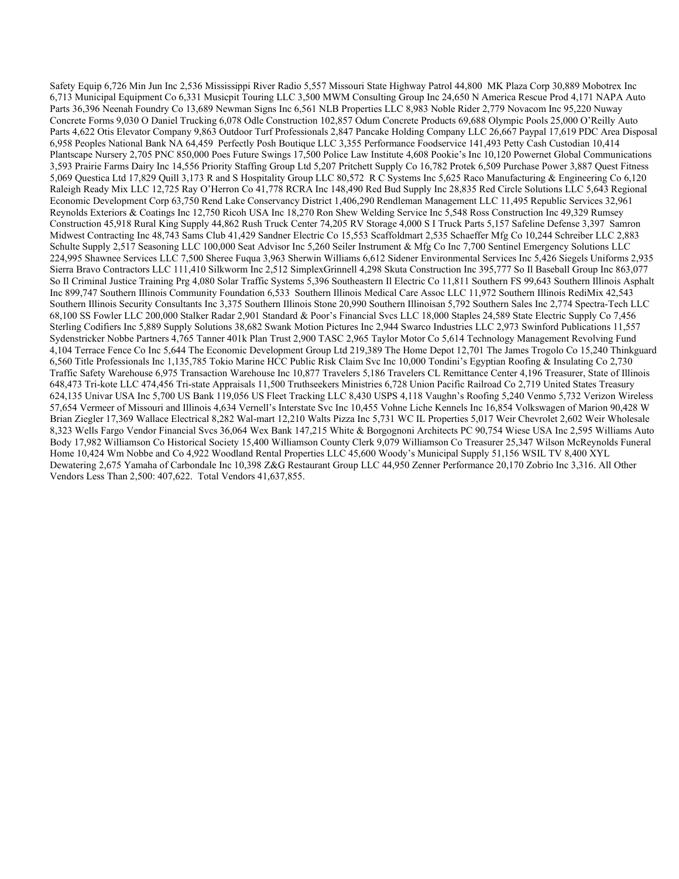Safety Equip 6,726 Min Jun Inc 2,536 Mississippi River Radio 5,557 Missouri State Highway Patrol 44,800 MK Plaza Corp 30,889 Mobotrex Inc 6,713 Municipal Equipment Co 6,331 Musicpit Touring LLC 3,500 MWM Consulting Group Inc 24,650 N America Rescue Prod 4,171 NAPA Auto Parts 36,396 Neenah Foundry Co 13,689 Newman Signs Inc 6,561 NLB Properties LLC 8,983 Noble Rider 2,779 Novacom Inc 95,220 Nuway Concrete Forms 9,030 O Daniel Trucking 6,078 Odle Construction 102,857 Odum Concrete Products 69,688 Olympic Pools 25,000 O'Reilly Auto Parts 4,622 Otis Elevator Company 9,863 Outdoor Turf Professionals 2,847 Pancake Holding Company LLC 26,667 Paypal 17,619 PDC Area Disposal 6,958 Peoples National Bank NA 64,459 Perfectly Posh Boutique LLC 3,355 Performance Foodservice 141,493 Petty Cash Custodian 10,414 Plantscape Nursery 2,705 PNC 850,000 Poes Future Swings 17,500 Police Law Institute 4,608 Pookie's Inc 10,120 Powernet Global Communications 3,593 Prairie Farms Dairy Inc 14,556 Priority Staffing Group Ltd 5,207 Pritchett Supply Co 16,782 Protek 6,509 Purchase Power 3,887 Quest Fitness 5,069 Questica Ltd 17,829 Quill 3,173 R and S Hospitality Group LLC 80,572 R C Systems Inc 5,625 Raco Manufacturing & Engineering Co 6,120 Raleigh Ready Mix LLC 12,725 Ray O'Herron Co 41,778 RCRA Inc 148,490 Red Bud Supply Inc 28,835 Red Circle Solutions LLC 5,643 Regional Economic Development Corp 63,750 Rend Lake Conservancy District 1,406,290 Rendleman Management LLC 11,495 Republic Services 32,961 Reynolds Exteriors & Coatings Inc 12,750 Ricoh USA Inc 18,270 Ron Shew Welding Service Inc 5,548 Ross Construction Inc 49,329 Rumsey Construction 45,918 Rural King Supply 44,862 Rush Truck Center 74,205 RV Storage 4,000 S I Truck Parts 5,157 Safeline Defense 3,397 Samron Midwest Contracting Inc 48,743 Sams Club 41,429 Sandner Electric Co 15,553 Scaffoldmart 2,535 Schaeffer Mfg Co 10,244 Schreiber LLC 2,883 Schulte Supply 2,517 Seasoning LLC 100,000 Seat Advisor Inc 5,260 Seiler Instrument & Mfg Co Inc 7,700 Sentinel Emergency Solutions LLC 224,995 Shawnee Services LLC 7,500 Sheree Fuqua 3,963 Sherwin Williams 6,612 Sidener Environmental Services Inc 5,426 Siegels Uniforms 2,935 Sierra Bravo Contractors LLC 111,410 Silkworm Inc 2,512 SimplexGrinnell 4,298 Skuta Construction Inc 395,777 So Il Baseball Group Inc 863,077 So Il Criminal Justice Training Prg 4,080 Solar Traffic Systems 5,396 Southeastern Il Electric Co 11,811 Southern FS 99,643 Southern Illinois Asphalt Inc 899,747 Southern Illinois Community Foundation 6,533 Southern Illinois Medical Care Assoc LLC 11,972 Southern Illinois RediMix 42,543 Southern Illinois Security Consultants Inc 3,375 Southern Illinois Stone 20,990 Southern Illinoisan 5,792 Southern Sales Inc 2,774 Spectra-Tech LLC 68,100 SS Fowler LLC 200,000 Stalker Radar 2,901 Standard & Poor's Financial Svcs LLC 18,000 Staples 24,589 State Electric Supply Co 7,456 Sterling Codifiers Inc 5,889 Supply Solutions 38,682 Swank Motion Pictures Inc 2,944 Swarco Industries LLC 2,973 Swinford Publications 11,557 Sydenstricker Nobbe Partners 4,765 Tanner 401k Plan Trust 2,900 TASC 2,965 Taylor Motor Co 5,614 Technology Management Revolving Fund 4,104 Terrace Fence Co Inc 5,644 The Economic Development Group Ltd 219,389 The Home Depot 12,701 The James Trogolo Co 15,240 Thinkguard 6,560 Title Professionals Inc 1,135,785 Tokio Marine HCC Public Risk Claim Svc Inc 10,000 Tondini's Egyptian Roofing & Insulating Co 2,730 Traffic Safety Warehouse 6,975 Transaction Warehouse Inc 10,877 Travelers 5,186 Travelers CL Remittance Center 4,196 Treasurer, State of Illinois 648,473 Tri-kote LLC 474,456 Tri-state Appraisals 11,500 Truthseekers Ministries 6,728 Union Pacific Railroad Co 2,719 United States Treasury 624,135 Univar USA Inc 5,700 US Bank 119,056 US Fleet Tracking LLC 8,430 USPS 4,118 Vaughn's Roofing 5,240 Venmo 5,732 Verizon Wireless 57,654 Vermeer of Missouri and Illinois 4,634 Vernell's Interstate Svc Inc 10,455 Vohne Liche Kennels Inc 16,854 Volkswagen of Marion 90,428 W Brian Ziegler 17,369 Wallace Electrical 8,282 Wal-mart 12,210 Walts Pizza Inc 5,731 WC IL Properties 5,017 Weir Chevrolet 2,602 Weir Wholesale 8,323 Wells Fargo Vendor Financial Svcs 36,064 Wex Bank 147,215 White & Borgognoni Architects PC 90,754 Wiese USA Inc 2,595 Williams Auto Body 17,982 Williamson Co Historical Society 15,400 Williamson County Clerk 9,079 Williamson Co Treasurer 25,347 Wilson McReynolds Funeral Home 10,424 Wm Nobbe and Co 4,922 Woodland Rental Properties LLC 45,600 Woody's Municipal Supply 51,156 WSIL TV 8,400 XYL Dewatering 2,675 Yamaha of Carbondale Inc 10,398 Z&G Restaurant Group LLC 44,950 Zenner Performance 20,170 Zobrio Inc 3,316. All Other Vendors Less Than 2,500: 407,622. Total Vendors 41,637,855.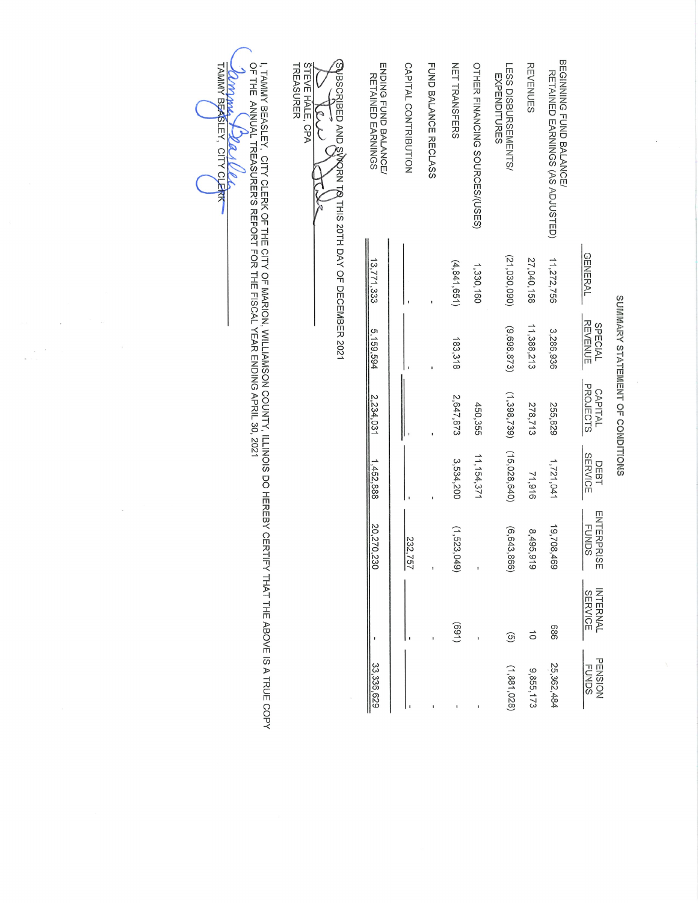## SUMMARY STATEMENT OF CONDITIONS

| | GENERAL | SPECIAL REVENUE | CAPITAL PROJECTS | DEBT SERVICE | ENTERPRISE FUNDS | INTERNAL SERVICE | PENSION FUNDS |
|---|---|---|---|---|---|---|---|
| BEGINNING FUND BALANCE/ RETAINED EARNINGS (AS ADJUSTED) | 11,272,756 | 3,286,936 | 255,829 | 1,721,041 | 19,708,469 | 686 | 25,362,484 |
| REVENUES | 27,040,158 | 11,388,213 | 278,713 | 71,916 | 8,495,919 | 10 | 9,855,173 |
| LESS DISBURSEMENTS/ EXPENDITURES | (21,030,090) | (9,698,873) | (1,398,739) | (15,028,640) | (6,643,866) | (5) | (1,881,028) |
| OTHER FINANCING SOURCES/(USES) | 1,330,160 | | 450,355 | 11,154,371 | - | - | - |
| NET TRANSFERS | (4,841,651) | 183,318 | 2,647,873 | 3,534,200 | (1,523,049) | (691) | - |
| FUND BALANCE RECLASS | - | - | - | - | - | - | - |
| CAPITAL CONTRIBUTION | - | - | - | - | 232,757 | - | - |
| ENDING FUND BALANCE/ RETAINED EARNINGS | 13,771,333 | 5,159,594 | 2,234,031 | 1,452,888 | 20,270,230 | - | 33,336,629 |

SUBSCRIBED AND SWORN TO THIS 20TH DAY OF DECEMBER 2021

STEVE HALE, CPA
TREASURER

I, TAMMY BEASLEY, CITY CLERK OF THE CITY OF MARION, WILLIAMSON COUNTY, ILLINOIS DO HEREBY CERTIFY THAT THE ABOVE IS A TRUE COPY OF THE ANNUAL TREASURER'S REPORT FOR THE FISCAL YEAR ENDING APRIL 30, 2021

TAMMY BEASLEY, CITY CLERK